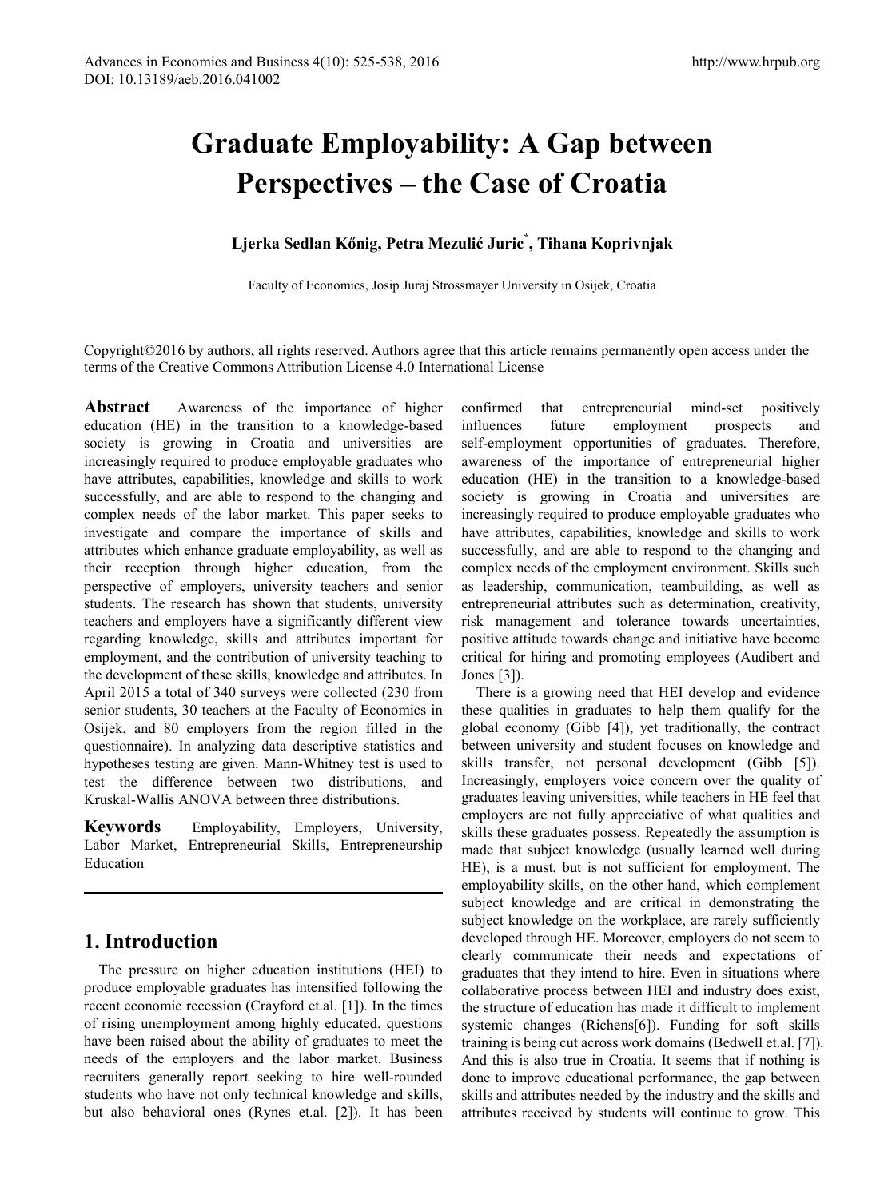# Graduate Employability: A Gap between Perspectives – the Case of Croatia

**Ljerka Sedlan Kőnig, Petra Mezulić Juric*, Tihana Koprivnjak**

Faculty of Economics, Josip Juraj Strossmayer University in Osijek, Croatia

Copyright©2016 by authors, all rights reserved. Authors agree that this article remains permanently open access under the terms of the Creative Commons Attribution License 4.0 International License

**Abstract** Awareness of the importance of higher education (HE) in the transition to a knowledge-based society is growing in Croatia and universities are increasingly required to produce employable graduates who have attributes, capabilities, knowledge and skills to work successfully, and are able to respond to the changing and complex needs of the labor market. This paper seeks to investigate and compare the importance of skills and attributes which enhance graduate employability, as well as their reception through higher education, from the perspective of employers, university teachers and senior students. The research has shown that students, university teachers and employers have a significantly different view regarding knowledge, skills and attributes important for employment, and the contribution of university teaching to the development of these skills, knowledge and attributes. In April 2015 a total of 340 surveys were collected (230 from senior students, 30 teachers at the Faculty of Economics in Osijek, and 80 employers from the region filled in the questionnaire). In analyzing data descriptive statistics and hypotheses testing are given. Mann-Whitney test is used to test the difference between two distributions, and Kruskal-Wallis ANOVA between three distributions.

**Keywords** Employability, Employers, University, Labor Market, Entrepreneurial Skills, Entrepreneurship Education

## 1. Introduction

The pressure on higher education institutions (HEI) to produce employable graduates has intensified following the recent economic recession (Crayford et.al. [1]). In the times of rising unemployment among highly educated, questions have been raised about the ability of graduates to meet the needs of the employers and the labor market. Business recruiters generally report seeking to hire well-rounded students who have not only technical knowledge and skills, but also behavioral ones (Rynes et.al. [2]). It has been confirmed that entrepreneurial mind-set positively influences future employment prospects and self-employment opportunities of graduates. Therefore, awareness of the importance of entrepreneurial higher education (HE) in the transition to a knowledge-based society is growing in Croatia and universities are increasingly required to produce employable graduates who have attributes, capabilities, knowledge and skills to work successfully, and are able to respond to the changing and complex needs of the employment environment. Skills such as leadership, communication, teambuilding, as well as entrepreneurial attributes such as determination, creativity, risk management and tolerance towards uncertainties, positive attitude towards change and initiative have become critical for hiring and promoting employees (Audibert and Jones [3]).

There is a growing need that HEI develop and evidence these qualities in graduates to help them qualify for the global economy (Gibb [4]), yet traditionally, the contract between university and student focuses on knowledge and skills transfer, not personal development (Gibb [5]). Increasingly, employers voice concern over the quality of graduates leaving universities, while teachers in HE feel that employers are not fully appreciative of what qualities and skills these graduates possess. Repeatedly the assumption is made that subject knowledge (usually learned well during HE), is a must, but is not sufficient for employment. The employability skills, on the other hand, which complement subject knowledge and are critical in demonstrating the subject knowledge on the workplace, are rarely sufficiently developed through HE. Moreover, employers do not seem to clearly communicate their needs and expectations of graduates that they intend to hire. Even in situations where collaborative process between HEI and industry does exist, the structure of education has made it difficult to implement systemic changes (Richens[6]). Funding for soft skills training is being cut across work domains (Bedwell et.al. [7]). And this is also true in Croatia. It seems that if nothing is done to improve educational performance, the gap between skills and attributes needed by the industry and the skills and attributes received by students will continue to grow. This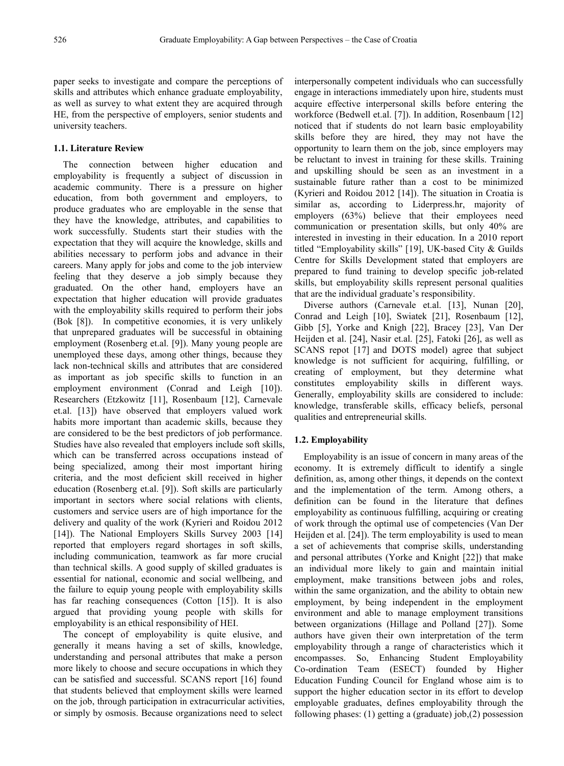paper seeks to investigate and compare the perceptions of skills and attributes which enhance graduate employability, as well as survey to what extent they are acquired through HE, from the perspective of employers, senior students and university teachers.

### 1.1. Literature Review

The connection between higher education and employability is frequently a subject of discussion in academic community. There is a pressure on higher education, from both government and employers, to produce graduates who are employable in the sense that they have the knowledge, attributes, and capabilities to work successfully. Students start their studies with the expectation that they will acquire the knowledge, skills and abilities necessary to perform jobs and advance in their careers. Many apply for jobs and come to the job interview feeling that they deserve a job simply because they graduated. On the other hand, employers have an expectation that higher education will provide graduates with the employability skills required to perform their jobs (Bok [8]). In competitive economies, it is very unlikely that unprepared graduates will be successful in obtaining employment (Rosenberg et.al. [9]). Many young people are unemployed these days, among other things, because they lack non-technical skills and attributes that are considered as important as job specific skills to function in an employment environment (Conrad and Leigh [10]). Researchers (Etzkowitz [11], Rosenbaum [12], Carnevale et.al. [13]) have observed that employers valued work habits more important than academic skills, because they are considered to be the best predictors of job performance. Studies have also revealed that employers include soft skills, which can be transferred across occupations instead of being specialized, among their most important hiring criteria, and the most deficient skill received in higher education (Rosenberg et.al. [9]). Soft skills are particularly important in sectors where social relations with clients, customers and service users are of high importance for the delivery and quality of the work (Kyrieri and Roidou 2012 [14]). The National Employers Skills Survey 2003 [14] reported that employers regard shortages in soft skills, including communication, teamwork as far more crucial than technical skills. A good supply of skilled graduates is essential for national, economic and social wellbeing, and the failure to equip young people with employability skills has far reaching consequences (Cotton [15]). It is also argued that providing young people with skills for employability is an ethical responsibility of HEI.

The concept of employability is quite elusive, and generally it means having a set of skills, knowledge, understanding and personal attributes that make a person more likely to choose and secure occupations in which they can be satisfied and successful. SCANS report [16] found that students believed that employment skills were learned on the job, through participation in extracurricular activities, or simply by osmosis. Because organizations need to select interpersonally competent individuals who can successfully engage in interactions immediately upon hire, students must acquire effective interpersonal skills before entering the workforce (Bedwell et.al. [7]). In addition, Rosenbaum [12] noticed that if students do not learn basic employability skills before they are hired, they may not have the opportunity to learn them on the job, since employers may be reluctant to invest in training for these skills. Training and upskilling should be seen as an investment in a sustainable future rather than a cost to be minimized (Kyrieri and Roidou 2012 [14]). The situation in Croatia is similar as, according to Liderpress.hr, majority of employers (63%) believe that their employees need communication or presentation skills, but only 40% are interested in investing in their education. In a 2010 report titled "Employability skills" [19], UK-based City & Guilds Centre for Skills Development stated that employers are prepared to fund training to develop specific job-related skills, but employability skills represent personal qualities that are the individual graduate's responsibility.

Diverse authors (Carnevale et.al. [13], Nunan [20], Conrad and Leigh [10], Swiatek [21], Rosenbaum [12], Gibb [5], Yorke and Knigh [22], Bracey [23], Van Der Heijden et al. [24], Nasir et.al. [25], Fatoki [26], as well as SCANS repot [17] and DOTS model) agree that subject knowledge is not sufficient for acquiring, fulfilling, or creating of employment, but they determine what constitutes employability skills in different ways. Generally, employability skills are considered to include: knowledge, transferable skills, efficacy beliefs, personal qualities and entrepreneurial skills.

### 1.2. Employability

Employability is an issue of concern in many areas of the economy. It is extremely difficult to identify a single definition, as, among other things, it depends on the context and the implementation of the term. Among others, a definition can be found in the literature that defines employability as continuous fulfilling, acquiring or creating of work through the optimal use of competencies (Van Der Heijden et al. [24]). The term employability is used to mean a set of achievements that comprise skills, understanding and personal attributes (Yorke and Knight [22]) that make an individual more likely to gain and maintain initial employment, make transitions between jobs and roles, within the same organization, and the ability to obtain new employment, by being independent in the employment environment and able to manage employment transitions between organizations (Hillage and Polland [27]). Some authors have given their own interpretation of the term employability through a range of characteristics which it encompasses. So, Enhancing Student Employability Co-ordination Team (ESECT) founded by Higher Education Funding Council for England whose aim is to support the higher education sector in its effort to develop employable graduates, defines employability through the following phases: (1) getting a (graduate) job,(2) possession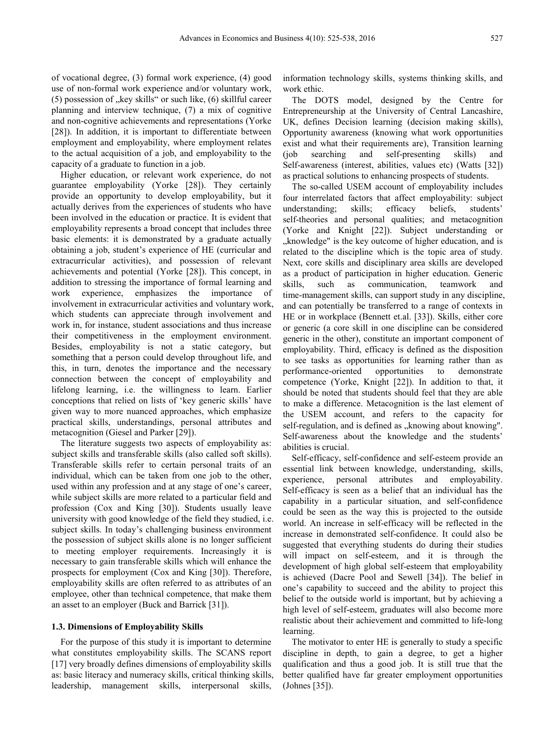of vocational degree, (3) formal work experience, (4) good use of non-formal work experience and/or voluntary work, (5) possession of „key skills“ or such like, (6) skillful career planning and interview technique, (7) a mix of cognitive and non-cognitive achievements and representations (Yorke [28]). In addition, it is important to differentiate between employment and employability, where employment relates to the actual acquisition of a job, and employability to the capacity of a graduate to function in a job.

Higher education, or relevant work experience, do not guarantee employability (Yorke [28]). They certainly provide an opportunity to develop employability, but it actually derives from the experiences of students who have been involved in the education or practice. It is evident that employability represents a broad concept that includes three basic elements: it is demonstrated by a graduate actually obtaining a job, student's experience of HE (curricular and extracurricular activities), and possession of relevant achievements and potential (Yorke [28]). This concept, in addition to stressing the importance of formal learning and work experience, emphasizes the importance of involvement in extracurricular activities and voluntary work, which students can appreciate through involvement and work in, for instance, student associations and thus increase their competitiveness in the employment environment. Besides, employability is not a static category, but something that a person could develop throughout life, and this, in turn, denotes the importance and the necessary connection between the concept of employability and lifelong learning, i.e. the willingness to learn. Earlier conceptions that relied on lists of 'key generic skills' have given way to more nuanced approaches, which emphasize practical skills, understandings, personal attributes and metacognition (Giesel and Parker [29]).

The literature suggests two aspects of employability as: subject skills and transferable skills (also called soft skills). Transferable skills refer to certain personal traits of an individual, which can be taken from one job to the other, used within any profession and at any stage of one's career, while subject skills are more related to a particular field and profession (Cox and King [30]). Students usually leave university with good knowledge of the field they studied, i.e. subject skills. In today's challenging business environment the possession of subject skills alone is no longer sufficient to meeting employer requirements. Increasingly it is necessary to gain transferable skills which will enhance the prospects for employment (Cox and King [30]). Therefore, employability skills are often referred to as attributes of an employee, other than technical competence, that make them an asset to an employer (Buck and Barrick [31]).

### 1.3. Dimensions of Employability Skills

For the purpose of this study it is important to determine what constitutes employability skills. The SCANS report [17] very broadly defines dimensions of employability skills as: basic literacy and numeracy skills, critical thinking skills, leadership, management skills, interpersonal skills, information technology skills, systems thinking skills, and work ethic.

The DOTS model, designed by the Centre for Entrepreneurship at the University of Central Lancashire, UK, defines Decision learning (decision making skills), Opportunity awareness (knowing what work opportunities exist and what their requirements are), Transition learning (job searching and self-presenting skills) and Self-awareness (interest, abilities, values etc) (Watts [32]) as practical solutions to enhancing prospects of students.

The so-called USEM account of employability includes four interrelated factors that affect employability: subject understanding; skills; efficacy beliefs, students' self-theories and personal qualities; and metacognition (Yorke and Knight [22]). Subject understanding or „knowledge" is the key outcome of higher education, and is related to the discipline which is the topic area of study. Next, core skills and disciplinary area skills are developed as a product of participation in higher education. Generic skills, such as communication, teamwork and time-management skills, can support study in any discipline, and can potentially be transferred to a range of contexts in HE or in workplace (Bennett et.al. [33]). Skills, either core or generic (a core skill in one discipline can be considered generic in the other), constitute an important component of employability. Third, efficacy is defined as the disposition to see tasks as opportunities for learning rather than as performance-oriented opportunities to demonstrate competence (Yorke, Knight [22]). In addition to that, it should be noted that students should feel that they are able to make a difference. Metacognition is the last element of the USEM account, and refers to the capacity for self-regulation, and is defined as „knowing about knowing". Self-awareness about the knowledge and the students' abilities is crucial.

Self-efficacy, self-confidence and self-esteem provide an essential link between knowledge, understanding, skills, experience, personal attributes and employability. Self-efficacy is seen as a belief that an individual has the capability in a particular situation, and self-confidence could be seen as the way this is projected to the outside world. An increase in self-efficacy will be reflected in the increase in demonstrated self-confidence. It could also be suggested that everything students do during their studies will impact on self-esteem, and it is through the development of high global self-esteem that employability is achieved (Dacre Pool and Sewell [34]). The belief in one's capability to succeed and the ability to project this belief to the outside world is important, but by achieving a high level of self-esteem, graduates will also become more realistic about their achievement and committed to life-long learning.

The motivator to enter HE is generally to study a specific discipline in depth, to gain a degree, to get a higher qualification and thus a good job. It is still true that the better qualified have far greater employment opportunities (Johnes [35]).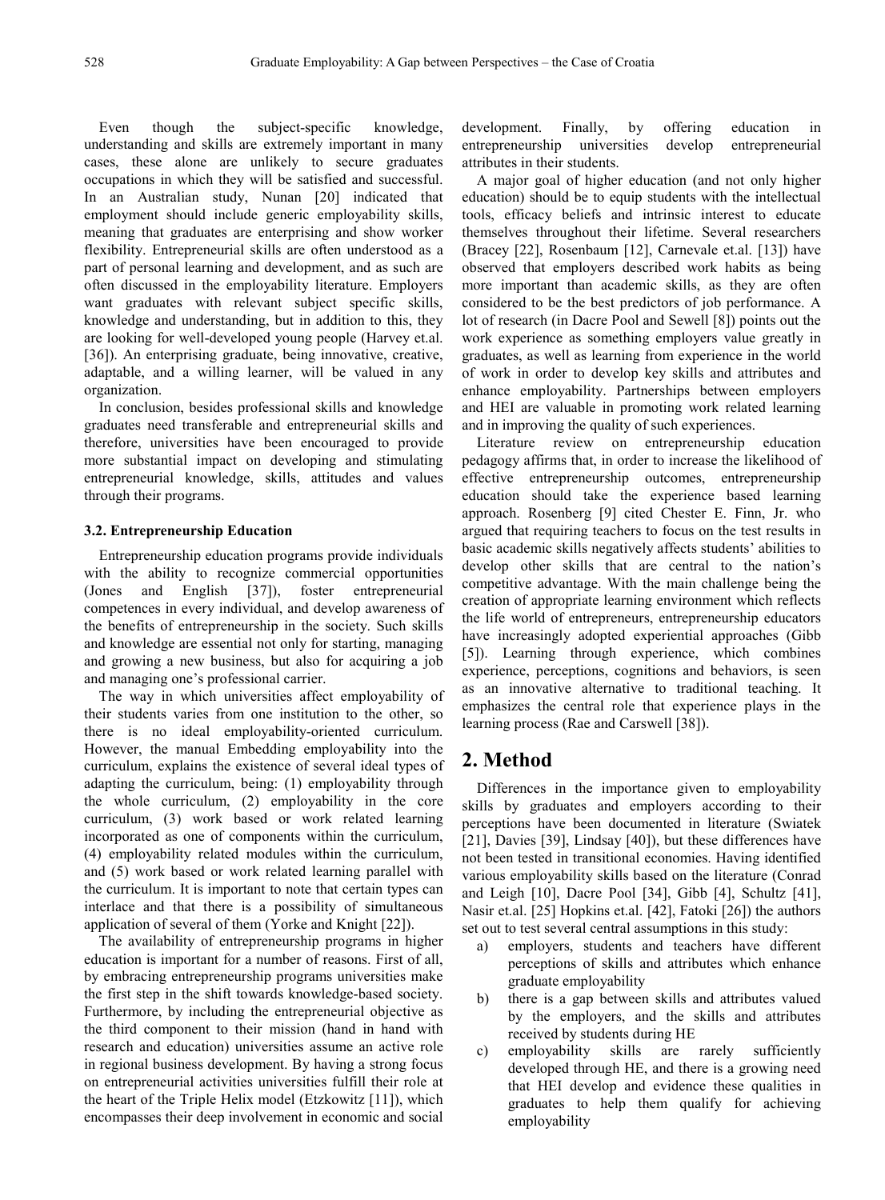Even though the subject-specific knowledge, understanding and skills are extremely important in many cases, these alone are unlikely to secure graduates occupations in which they will be satisfied and successful. In an Australian study, Nunan [20] indicated that employment should include generic employability skills, meaning that graduates are enterprising and show worker flexibility. Entrepreneurial skills are often understood as a part of personal learning and development, and as such are often discussed in the employability literature. Employers want graduates with relevant subject specific skills, knowledge and understanding, but in addition to this, they are looking for well-developed young people (Harvey et.al. [36]). An enterprising graduate, being innovative, creative, adaptable, and a willing learner, will be valued in any organization.

In conclusion, besides professional skills and knowledge graduates need transferable and entrepreneurial skills and therefore, universities have been encouraged to provide more substantial impact on developing and stimulating entrepreneurial knowledge, skills, attitudes and values through their programs.

### 3.2. Entrepreneurship Education

Entrepreneurship education programs provide individuals with the ability to recognize commercial opportunities (Jones and English [37]), foster entrepreneurial competences in every individual, and develop awareness of the benefits of entrepreneurship in the society. Such skills and knowledge are essential not only for starting, managing and growing a new business, but also for acquiring a job and managing one's professional carrier.

The way in which universities affect employability of their students varies from one institution to the other, so there is no ideal employability-oriented curriculum. However, the manual Embedding employability into the curriculum, explains the existence of several ideal types of adapting the curriculum, being: (1) employability through the whole curriculum, (2) employability in the core curriculum, (3) work based or work related learning incorporated as one of components within the curriculum, (4) employability related modules within the curriculum, and (5) work based or work related learning parallel with the curriculum. It is important to note that certain types can interlace and that there is a possibility of simultaneous application of several of them (Yorke and Knight [22]).

The availability of entrepreneurship programs in higher education is important for a number of reasons. First of all, by embracing entrepreneurship programs universities make the first step in the shift towards knowledge-based society. Furthermore, by including the entrepreneurial objective as the third component to their mission (hand in hand with research and education) universities assume an active role in regional business development. By having a strong focus on entrepreneurial activities universities fulfill their role at the heart of the Triple Helix model (Etzkowitz [11]), which encompasses their deep involvement in economic and social development. Finally, by offering education in entrepreneurship universities develop entrepreneurial attributes in their students.

A major goal of higher education (and not only higher education) should be to equip students with the intellectual tools, efficacy beliefs and intrinsic interest to educate themselves throughout their lifetime. Several researchers (Bracey [22], Rosenbaum [12], Carnevale et.al. [13]) have observed that employers described work habits as being more important than academic skills, as they are often considered to be the best predictors of job performance. A lot of research (in Dacre Pool and Sewell [8]) points out the work experience as something employers value greatly in graduates, as well as learning from experience in the world of work in order to develop key skills and attributes and enhance employability. Partnerships between employers and HEI are valuable in promoting work related learning and in improving the quality of such experiences.

Literature review on entrepreneurship education pedagogy affirms that, in order to increase the likelihood of effective entrepreneurship outcomes, entrepreneurship education should take the experience based learning approach. Rosenberg [9] cited Chester E. Finn, Jr. who argued that requiring teachers to focus on the test results in basic academic skills negatively affects students' abilities to develop other skills that are central to the nation's competitive advantage. With the main challenge being the creation of appropriate learning environment which reflects the life world of entrepreneurs, entrepreneurship educators have increasingly adopted experiential approaches (Gibb [5]). Learning through experience, which combines experience, perceptions, cognitions and behaviors, is seen as an innovative alternative to traditional teaching. It emphasizes the central role that experience plays in the learning process (Rae and Carswell [38]).

## 2. Method

Differences in the importance given to employability skills by graduates and employers according to their perceptions have been documented in literature (Swiatek [21], Davies [39], Lindsay [40]), but these differences have not been tested in transitional economies. Having identified various employability skills based on the literature (Conrad and Leigh [10], Dacre Pool [34], Gibb [4], Schultz [41], Nasir et.al. [25] Hopkins et.al. [42], Fatoki [26]) the authors set out to test several central assumptions in this study:

a) employers, students and teachers have different perceptions of skills and attributes which enhance graduate employability
b) there is a gap between skills and attributes valued by the employers, and the skills and attributes received by students during HE
c) employability skills are rarely sufficiently developed through HE, and there is a growing need that HEI develop and evidence these qualities in graduates to help them qualify for achieving employability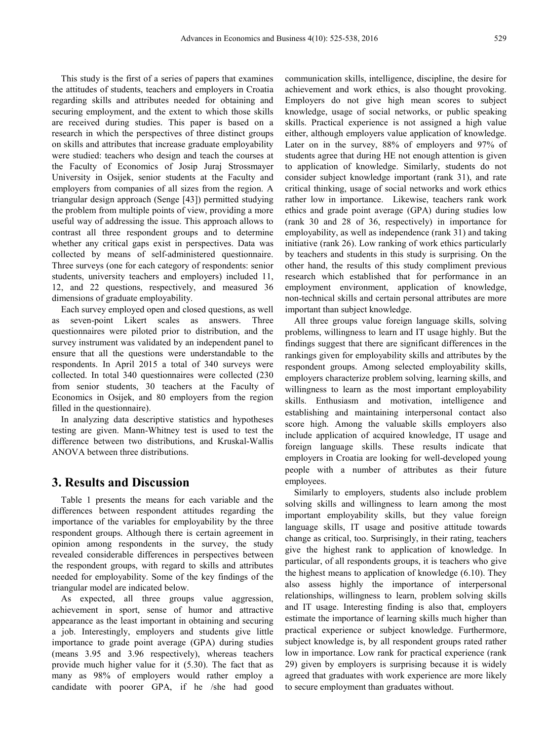This study is the first of a series of papers that examines the attitudes of students, teachers and employers in Croatia regarding skills and attributes needed for obtaining and securing employment, and the extent to which those skills are received during studies. This paper is based on a research in which the perspectives of three distinct groups on skills and attributes that increase graduate employability were studied: teachers who design and teach the courses at the Faculty of Economics of Josip Juraj Strossmayer University in Osijek, senior students at the Faculty and employers from companies of all sizes from the region. A triangular design approach (Senge [43]) permitted studying the problem from multiple points of view, providing a more useful way of addressing the issue. This approach allows to contrast all three respondent groups and to determine whether any critical gaps exist in perspectives. Data was collected by means of self-administered questionnaire. Three surveys (one for each category of respondents: senior students, university teachers and employers) included 11, 12, and 22 questions, respectively, and measured 36 dimensions of graduate employability.

Each survey employed open and closed questions, as well as seven-point Likert scales as answers. Three questionnaires were piloted prior to distribution, and the survey instrument was validated by an independent panel to ensure that all the questions were understandable to the respondents. In April 2015 a total of 340 surveys were collected. In total 340 questionnaires were collected (230 from senior students, 30 teachers at the Faculty of Economics in Osijek, and 80 employers from the region filled in the questionnaire).

In analyzing data descriptive statistics and hypotheses testing are given. Mann-Whitney test is used to test the difference between two distributions, and Kruskal-Wallis ANOVA between three distributions.

# 3. Results and Discussion

Table 1 presents the means for each variable and the differences between respondent attitudes regarding the importance of the variables for employability by the three respondent groups. Although there is certain agreement in opinion among respondents in the survey, the study revealed considerable differences in perspectives between the respondent groups, with regard to skills and attributes needed for employability. Some of the key findings of the triangular model are indicated below.

As expected, all three groups value aggression, achievement in sport, sense of humor and attractive appearance as the least important in obtaining and securing a job. Interestingly, employers and students give little importance to grade point average (GPA) during studies (means 3.95 and 3.96 respectively), whereas teachers provide much higher value for it (5.30). The fact that as many as 98% of employers would rather employ a candidate with poorer GPA, if he /she had good communication skills, intelligence, discipline, the desire for achievement and work ethics, is also thought provoking. Employers do not give high mean scores to subject knowledge, usage of social networks, or public speaking skills. Practical experience is not assigned a high value either, although employers value application of knowledge. Later on in the survey, 88% of employers and 97% of students agree that during HE not enough attention is given to application of knowledge. Similarly, students do not consider subject knowledge important (rank 31), and rate critical thinking, usage of social networks and work ethics rather low in importance. Likewise, teachers rank work ethics and grade point average (GPA) during studies low (rank 30 and 28 of 36, respectively) in importance for employability, as well as independence (rank 31) and taking initiative (rank 26). Low ranking of work ethics particularly by teachers and students in this study is surprising. On the other hand, the results of this study compliment previous research which established that for performance in an employment environment, application of knowledge, non-technical skills and certain personal attributes are more important than subject knowledge.

All three groups value foreign language skills, solving problems, willingness to learn and IT usage highly. But the findings suggest that there are significant differences in the rankings given for employability skills and attributes by the respondent groups. Among selected employability skills, employers characterize problem solving, learning skills, and willingness to learn as the most important employability skills. Enthusiasm and motivation, intelligence and establishing and maintaining interpersonal contact also score high. Among the valuable skills employers also include application of acquired knowledge, IT usage and foreign language skills. These results indicate that employers in Croatia are looking for well-developed young people with a number of attributes as their future employees.

Similarly to employers, students also include problem solving skills and willingness to learn among the most important employability skills, but they value foreign language skills, IT usage and positive attitude towards change as critical, too. Surprisingly, in their rating, teachers give the highest rank to application of knowledge. In particular, of all respondents groups, it is teachers who give the highest means to application of knowledge (6.10). They also assess highly the importance of interpersonal relationships, willingness to learn, problem solving skills and IT usage. Interesting finding is also that, employers estimate the importance of learning skills much higher than practical experience or subject knowledge. Furthermore, subject knowledge is, by all respondent groups rated rather low in importance. Low rank for practical experience (rank 29) given by employers is surprising because it is widely agreed that graduates with work experience are more likely to secure employment than graduates without.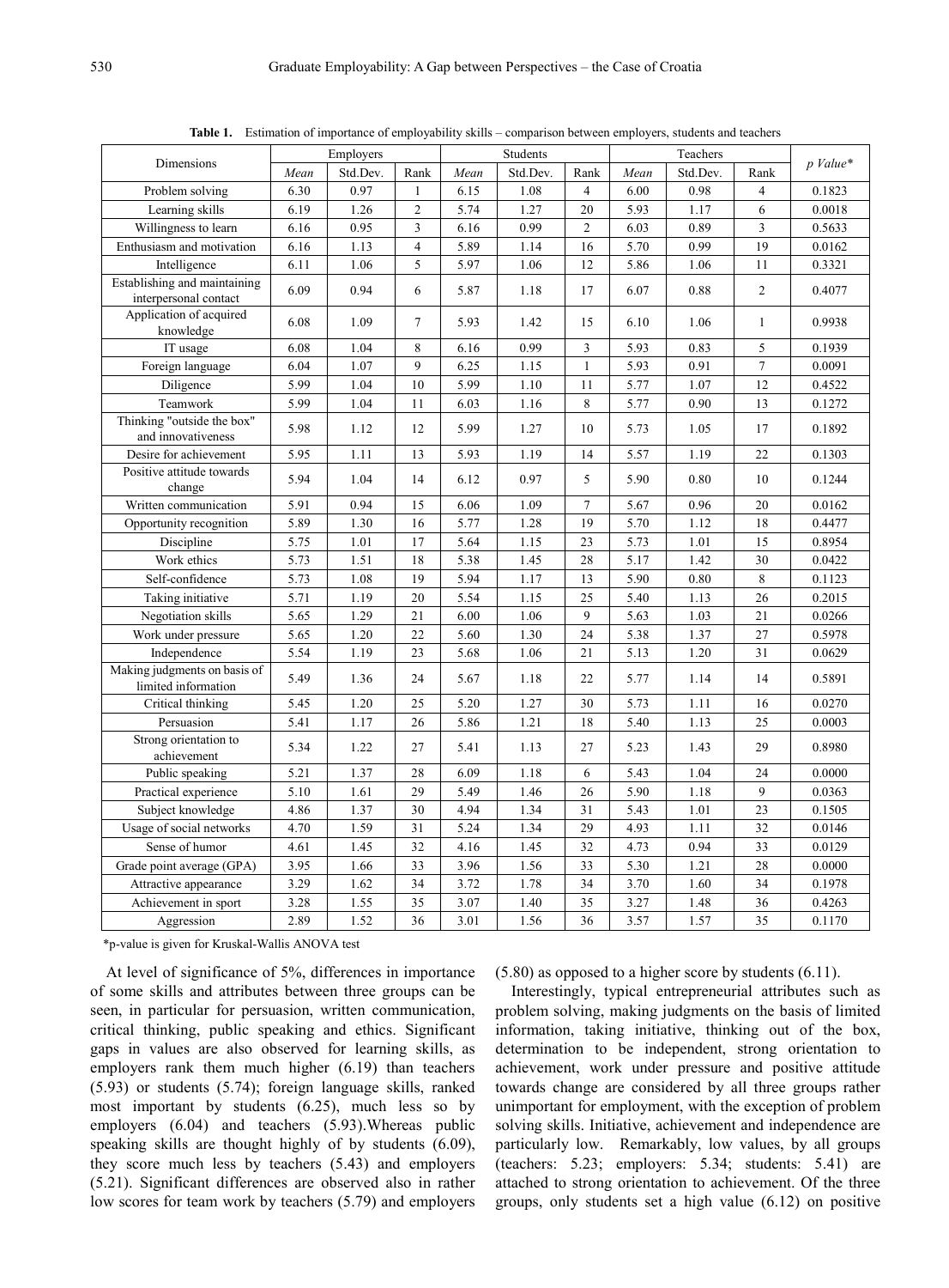**Table 1.** Estimation of importance of employability skills – comparison between employers, students and teachers

| Dimensions | Employers | | | Students | | | Teachers | | | *p Value\** |
|---|---|---|---|---|---|---|---|---|---|---|
| | *Mean* | Std.Dev. | Rank | *Mean* | Std.Dev. | Rank | *Mean* | Std.Dev. | Rank | |
| Problem solving | 6.30 | 0.97 | 1 | 6.15 | 1.08 | 4 | 6.00 | 0.98 | 4 | 0.1823 |
| Learning skills | 6.19 | 1.26 | 2 | 5.74 | 1.27 | 20 | 5.93 | 1.17 | 6 | 0.0018 |
| Willingness to learn | 6.16 | 0.95 | 3 | 6.16 | 0.99 | 2 | 6.03 | 0.89 | 3 | 0.5633 |
| Enthusiasm and motivation | 6.16 | 1.13 | 4 | 5.89 | 1.14 | 16 | 5.70 | 0.99 | 19 | 0.0162 |
| Intelligence | 6.11 | 1.06 | 5 | 5.97 | 1.06 | 12 | 5.86 | 1.06 | 11 | 0.3321 |
| Establishing and maintaining interpersonal contact | 6.09 | 0.94 | 6 | 5.87 | 1.18 | 17 | 6.07 | 0.88 | 2 | 0.4077 |
| Application of acquired knowledge | 6.08 | 1.09 | 7 | 5.93 | 1.42 | 15 | 6.10 | 1.06 | 1 | 0.9938 |
| IT usage | 6.08 | 1.04 | 8 | 6.16 | 0.99 | 3 | 5.93 | 0.83 | 5 | 0.1939 |
| Foreign language | 6.04 | 1.07 | 9 | 6.25 | 1.15 | 1 | 5.93 | 0.91 | 7 | 0.0091 |
| Diligence | 5.99 | 1.04 | 10 | 5.99 | 1.10 | 11 | 5.77 | 1.07 | 12 | 0.4522 |
| Teamwork | 5.99 | 1.04 | 11 | 6.03 | 1.16 | 8 | 5.77 | 0.90 | 13 | 0.1272 |
| Thinking "outside the box" and innovativeness | 5.98 | 1.12 | 12 | 5.99 | 1.27 | 10 | 5.73 | 1.05 | 17 | 0.1892 |
| Desire for achievement | 5.95 | 1.11 | 13 | 5.93 | 1.19 | 14 | 5.57 | 1.19 | 22 | 0.1303 |
| Positive attitude towards change | 5.94 | 1.04 | 14 | 6.12 | 0.97 | 5 | 5.90 | 0.80 | 10 | 0.1244 |
| Written communication | 5.91 | 0.94 | 15 | 6.06 | 1.09 | 7 | 5.67 | 0.96 | 20 | 0.0162 |
| Opportunity recognition | 5.89 | 1.30 | 16 | 5.77 | 1.28 | 19 | 5.70 | 1.12 | 18 | 0.4477 |
| Discipline | 5.75 | 1.01 | 17 | 5.64 | 1.15 | 23 | 5.73 | 1.01 | 15 | 0.8954 |
| Work ethics | 5.73 | 1.51 | 18 | 5.38 | 1.45 | 28 | 5.17 | 1.42 | 30 | 0.0422 |
| Self-confidence | 5.73 | 1.08 | 19 | 5.94 | 1.17 | 13 | 5.90 | 0.80 | 8 | 0.1123 |
| Taking initiative | 5.71 | 1.19 | 20 | 5.54 | 1.15 | 25 | 5.40 | 1.13 | 26 | 0.2015 |
| Negotiation skills | 5.65 | 1.29 | 21 | 6.00 | 1.06 | 9 | 5.63 | 1.03 | 21 | 0.0266 |
| Work under pressure | 5.65 | 1.20 | 22 | 5.60 | 1.30 | 24 | 5.38 | 1.37 | 27 | 0.5978 |
| Independence | 5.54 | 1.19 | 23 | 5.68 | 1.06 | 21 | 5.13 | 1.20 | 31 | 0.0629 |
| Making judgments on basis of limited information | 5.49 | 1.36 | 24 | 5.67 | 1.18 | 22 | 5.77 | 1.14 | 14 | 0.5891 |
| Critical thinking | 5.45 | 1.20 | 25 | 5.20 | 1.27 | 30 | 5.73 | 1.11 | 16 | 0.0270 |
| Persuasion | 5.41 | 1.17 | 26 | 5.86 | 1.21 | 18 | 5.40 | 1.13 | 25 | 0.0003 |
| Strong orientation to achievement | 5.34 | 1.22 | 27 | 5.41 | 1.13 | 27 | 5.23 | 1.43 | 29 | 0.8980 |
| Public speaking | 5.21 | 1.37 | 28 | 6.09 | 1.18 | 6 | 5.43 | 1.04 | 24 | 0.0000 |
| Practical experience | 5.10 | 1.61 | 29 | 5.49 | 1.46 | 26 | 5.90 | 1.18 | 9 | 0.0363 |
| Subject knowledge | 4.86 | 1.37 | 30 | 4.94 | 1.34 | 31 | 5.43 | 1.01 | 23 | 0.1505 |
| Usage of social networks | 4.70 | 1.59 | 31 | 5.24 | 1.34 | 29 | 4.93 | 1.11 | 32 | 0.0146 |
| Sense of humor | 4.61 | 1.45 | 32 | 4.16 | 1.45 | 32 | 4.73 | 0.94 | 33 | 0.0129 |
| Grade point average (GPA) | 3.95 | 1.66 | 33 | 3.96 | 1.56 | 33 | 5.30 | 1.21 | 28 | 0.0000 |
| Attractive appearance | 3.29 | 1.62 | 34 | 3.72 | 1.78 | 34 | 3.70 | 1.60 | 34 | 0.1978 |
| Achievement in sport | 3.28 | 1.55 | 35 | 3.07 | 1.40 | 35 | 3.27 | 1.48 | 36 | 0.4263 |
| Aggression | 2.89 | 1.52 | 36 | 3.01 | 1.56 | 36 | 3.57 | 1.57 | 35 | 0.1170 |

*p-value is given for Kruskal-Wallis ANOVA test

At level of significance of 5%, differences in importance of some skills and attributes between three groups can be seen, in particular for persuasion, written communication, critical thinking, public speaking and ethics. Significant gaps in values are also observed for learning skills, as employers rank them much higher (6.19) than teachers (5.93) or students (5.74); foreign language skills, ranked most important by students (6.25), much less so by employers (6.04) and teachers (5.93).Whereas public speaking skills are thought highly of by students (6.09), they score much less by teachers (5.43) and employers (5.21). Significant differences are observed also in rather low scores for team work by teachers (5.79) and employers (5.80) as opposed to a higher score by students (6.11).

Interestingly, typical entrepreneurial attributes such as problem solving, making judgments on the basis of limited information, taking initiative, thinking out of the box, determination to be independent, strong orientation to achievement, work under pressure and positive attitude towards change are considered by all three groups rather unimportant for employment, with the exception of problem solving skills. Initiative, achievement and independence are particularly low. Remarkably, low values, by all groups (teachers: 5.23; employers: 5.34; students: 5.41) are attached to strong orientation to achievement. Of the three groups, only students set a high value (6.12) on positive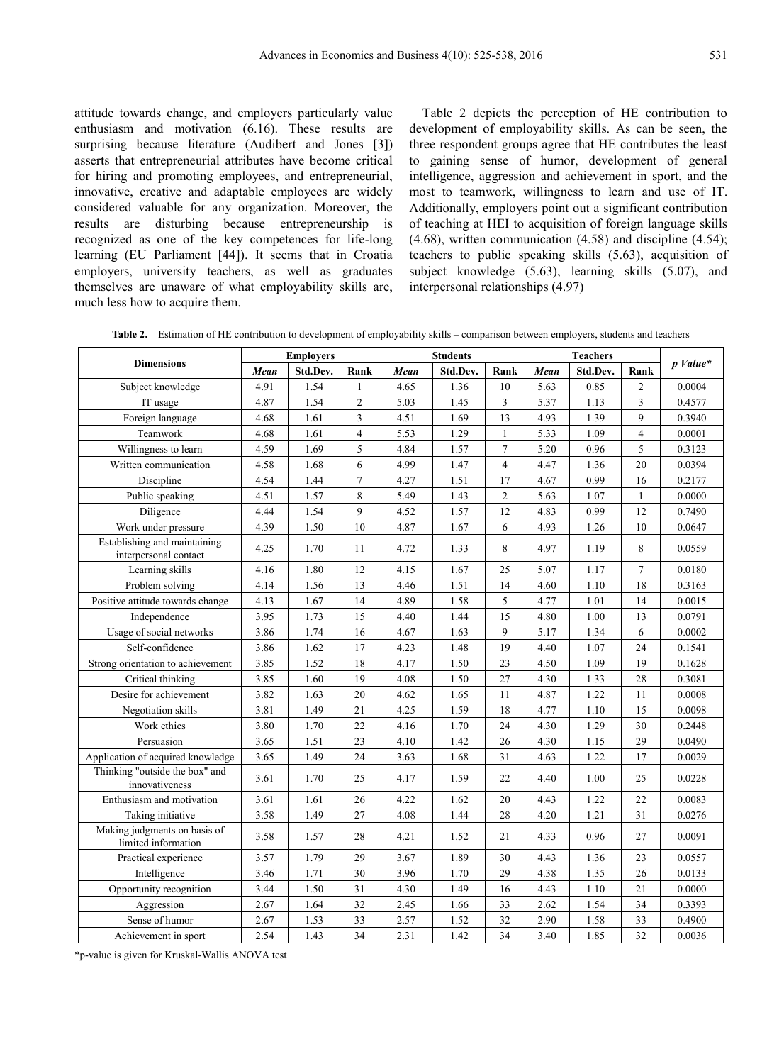attitude towards change, and employers particularly value enthusiasm and motivation (6.16). These results are surprising because literature (Audibert and Jones [3]) asserts that entrepreneurial attributes have become critical for hiring and promoting employees, and entrepreneurial, innovative, creative and adaptable employees are widely considered valuable for any organization. Moreover, the results are disturbing because entrepreneurship is recognized as one of the key competences for life-long learning (EU Parliament [44]). It seems that in Croatia employers, university teachers, as well as graduates themselves are unaware of what employability skills are, much less how to acquire them.

Table 2 depicts the perception of HE contribution to development of employability skills. As can be seen, the three respondent groups agree that HE contributes the least to gaining sense of humor, development of general intelligence, aggression and achievement in sport, and the most to teamwork, willingness to learn and use of IT. Additionally, employers point out a significant contribution of teaching at HEI to acquisition of foreign language skills (4.68), written communication (4.58) and discipline (4.54); teachers to public speaking skills (5.63), acquisition of subject knowledge (5.63), learning skills (5.07), and interpersonal relationships (4.97)

**Table 2.** Estimation of HE contribution to development of employability skills – comparison between employers, students and teachers

| Dimensions | Employers | | | Students | | | Teachers | | | p Value* |
|---|---|---|---|---|---|---|---|---|---|---|
| | *Mean* | Std.Dev. | Rank | *Mean* | Std.Dev. | Rank | *Mean* | Std.Dev. | Rank | |
| Subject knowledge | 4.91 | 1.54 | 1 | 4.65 | 1.36 | 10 | 5.63 | 0.85 | 2 | 0.0004 |
| IT usage | 4.87 | 1.54 | 2 | 5.03 | 1.45 | 3 | 5.37 | 1.13 | 3 | 0.4577 |
| Foreign language | 4.68 | 1.61 | 3 | 4.51 | 1.69 | 13 | 4.93 | 1.39 | 9 | 0.3940 |
| Teamwork | 4.68 | 1.61 | 4 | 5.53 | 1.29 | 1 | 5.33 | 1.09 | 4 | 0.0001 |
| Willingness to learn | 4.59 | 1.69 | 5 | 4.84 | 1.57 | 7 | 5.20 | 0.96 | 5 | 0.3123 |
| Written communication | 4.58 | 1.68 | 6 | 4.99 | 1.47 | 4 | 4.47 | 1.36 | 20 | 0.0394 |
| Discipline | 4.54 | 1.44 | 7 | 4.27 | 1.51 | 17 | 4.67 | 0.99 | 16 | 0.2177 |
| Public speaking | 4.51 | 1.57 | 8 | 5.49 | 1.43 | 2 | 5.63 | 1.07 | 1 | 0.0000 |
| Diligence | 4.44 | 1.54 | 9 | 4.52 | 1.57 | 12 | 4.83 | 0.99 | 12 | 0.7490 |
| Work under pressure | 4.39 | 1.50 | 10 | 4.87 | 1.67 | 6 | 4.93 | 1.26 | 10 | 0.0647 |
| Establishing and maintaining interpersonal contact | 4.25 | 1.70 | 11 | 4.72 | 1.33 | 8 | 4.97 | 1.19 | 8 | 0.0559 |
| Learning skills | 4.16 | 1.80 | 12 | 4.15 | 1.67 | 25 | 5.07 | 1.17 | 7 | 0.0180 |
| Problem solving | 4.14 | 1.56 | 13 | 4.46 | 1.51 | 14 | 4.60 | 1.10 | 18 | 0.3163 |
| Positive attitude towards change | 4.13 | 1.67 | 14 | 4.89 | 1.58 | 5 | 4.77 | 1.01 | 14 | 0.0015 |
| Independence | 3.95 | 1.73 | 15 | 4.40 | 1.44 | 15 | 4.80 | 1.00 | 13 | 0.0791 |
| Usage of social networks | 3.86 | 1.74 | 16 | 4.67 | 1.63 | 9 | 5.17 | 1.34 | 6 | 0.0002 |
| Self-confidence | 3.86 | 1.62 | 17 | 4.23 | 1.48 | 19 | 4.40 | 1.07 | 24 | 0.1541 |
| Strong orientation to achievement | 3.85 | 1.52 | 18 | 4.17 | 1.50 | 23 | 4.50 | 1.09 | 19 | 0.1628 |
| Critical thinking | 3.85 | 1.60 | 19 | 4.08 | 1.50 | 27 | 4.30 | 1.33 | 28 | 0.3081 |
| Desire for achievement | 3.82 | 1.63 | 20 | 4.62 | 1.65 | 11 | 4.87 | 1.22 | 11 | 0.0008 |
| Negotiation skills | 3.81 | 1.49 | 21 | 4.25 | 1.59 | 18 | 4.77 | 1.10 | 15 | 0.0098 |
| Work ethics | 3.80 | 1.70 | 22 | 4.16 | 1.70 | 24 | 4.30 | 1.29 | 30 | 0.2448 |
| Persuasion | 3.65 | 1.51 | 23 | 4.10 | 1.42 | 26 | 4.30 | 1.15 | 29 | 0.0490 |
| Application of acquired knowledge | 3.65 | 1.49 | 24 | 3.63 | 1.68 | 31 | 4.63 | 1.22 | 17 | 0.0029 |
| Thinking "outside the box" and innovativeness | 3.61 | 1.70 | 25 | 4.17 | 1.59 | 22 | 4.40 | 1.00 | 25 | 0.0228 |
| Enthusiasm and motivation | 3.61 | 1.61 | 26 | 4.22 | 1.62 | 20 | 4.43 | 1.22 | 22 | 0.0083 |
| Taking initiative | 3.58 | 1.49 | 27 | 4.08 | 1.44 | 28 | 4.20 | 1.21 | 31 | 0.0276 |
| Making judgments on basis of limited information | 3.58 | 1.57 | 28 | 4.21 | 1.52 | 21 | 4.33 | 0.96 | 27 | 0.0091 |
| Practical experience | 3.57 | 1.79 | 29 | 3.67 | 1.89 | 30 | 4.43 | 1.36 | 23 | 0.0557 |
| Intelligence | 3.46 | 1.71 | 30 | 3.96 | 1.70 | 29 | 4.38 | 1.35 | 26 | 0.0133 |
| Opportunity recognition | 3.44 | 1.50 | 31 | 4.30 | 1.49 | 16 | 4.43 | 1.10 | 21 | 0.0000 |
| Aggression | 2.67 | 1.64 | 32 | 2.45 | 1.66 | 33 | 2.62 | 1.54 | 34 | 0.3393 |
| Sense of humor | 2.67 | 1.53 | 33 | 2.57 | 1.52 | 32 | 2.90 | 1.58 | 33 | 0.4900 |
| Achievement in sport | 2.54 | 1.43 | 34 | 2.31 | 1.42 | 34 | 3.40 | 1.85 | 32 | 0.0036 |

*p-value is given for Kruskal-Wallis ANOVA test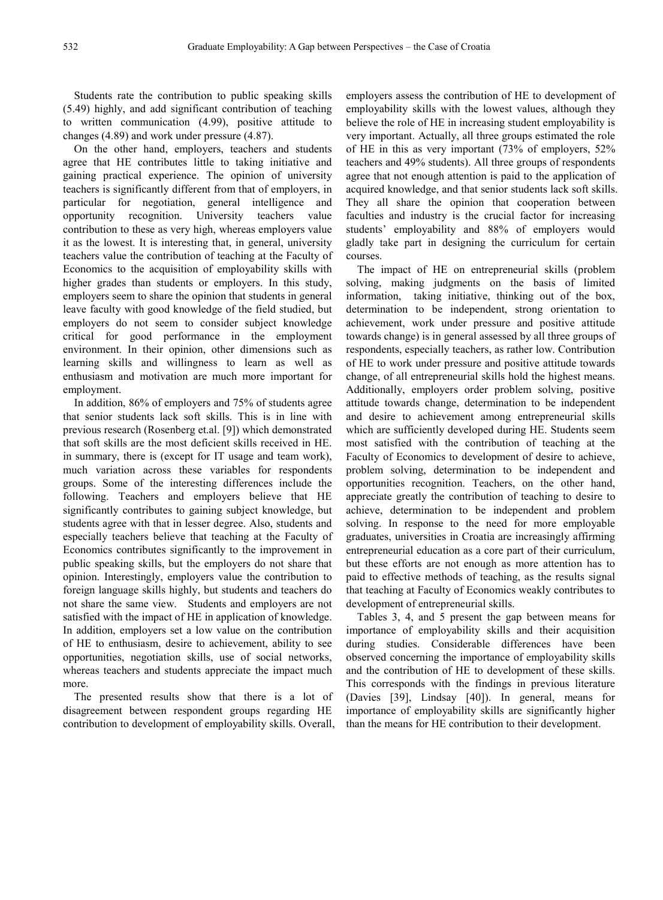Students rate the contribution to public speaking skills (5.49) highly, and add significant contribution of teaching to written communication (4.99), positive attitude to changes (4.89) and work under pressure (4.87).

On the other hand, employers, teachers and students agree that HE contributes little to taking initiative and gaining practical experience. The opinion of university teachers is significantly different from that of employers, in particular for negotiation, general intelligence and opportunity recognition. University teachers value contribution to these as very high, whereas employers value it as the lowest. It is interesting that, in general, university teachers value the contribution of teaching at the Faculty of Economics to the acquisition of employability skills with higher grades than students or employers. In this study, employers seem to share the opinion that students in general leave faculty with good knowledge of the field studied, but employers do not seem to consider subject knowledge critical for good performance in the employment environment. In their opinion, other dimensions such as learning skills and willingness to learn as well as enthusiasm and motivation are much more important for employment.

In addition, 86% of employers and 75% of students agree that senior students lack soft skills. This is in line with previous research (Rosenberg et.al. [9]) which demonstrated that soft skills are the most deficient skills received in HE. in summary, there is (except for IT usage and team work), much variation across these variables for respondents groups. Some of the interesting differences include the following. Teachers and employers believe that HE significantly contributes to gaining subject knowledge, but students agree with that in lesser degree. Also, students and especially teachers believe that teaching at the Faculty of Economics contributes significantly to the improvement in public speaking skills, but the employers do not share that opinion. Interestingly, employers value the contribution to foreign language skills highly, but students and teachers do not share the same view. Students and employers are not satisfied with the impact of HE in application of knowledge. In addition, employers set a low value on the contribution of HE to enthusiasm, desire to achievement, ability to see opportunities, negotiation skills, use of social networks, whereas teachers and students appreciate the impact much more.

The presented results show that there is a lot of disagreement between respondent groups regarding HE contribution to development of employability skills. Overall, employers assess the contribution of HE to development of employability skills with the lowest values, although they believe the role of HE in increasing student employability is very important. Actually, all three groups estimated the role of HE in this as very important (73% of employers, 52% teachers and 49% students). All three groups of respondents agree that not enough attention is paid to the application of acquired knowledge, and that senior students lack soft skills. They all share the opinion that cooperation between faculties and industry is the crucial factor for increasing students' employability and 88% of employers would gladly take part in designing the curriculum for certain courses.

The impact of HE on entrepreneurial skills (problem solving, making judgments on the basis of limited information, taking initiative, thinking out of the box, determination to be independent, strong orientation to achievement, work under pressure and positive attitude towards change) is in general assessed by all three groups of respondents, especially teachers, as rather low. Contribution of HE to work under pressure and positive attitude towards change, of all entrepreneurial skills hold the highest means. Additionally, employers order problem solving, positive attitude towards change, determination to be independent and desire to achievement among entrepreneurial skills which are sufficiently developed during HE. Students seem most satisfied with the contribution of teaching at the Faculty of Economics to development of desire to achieve, problem solving, determination to be independent and opportunities recognition. Teachers, on the other hand, appreciate greatly the contribution of teaching to desire to achieve, determination to be independent and problem solving. In response to the need for more employable graduates, universities in Croatia are increasingly affirming entrepreneurial education as a core part of their curriculum, but these efforts are not enough as more attention has to paid to effective methods of teaching, as the results signal that teaching at Faculty of Economics weakly contributes to development of entrepreneurial skills.

Tables 3, 4, and 5 present the gap between means for importance of employability skills and their acquisition during studies. Considerable differences have been observed concerning the importance of employability skills and the contribution of HE to development of these skills. This corresponds with the findings in previous literature (Davies [39], Lindsay [40]). In general, means for importance of employability skills are significantly higher than the means for HE contribution to their development.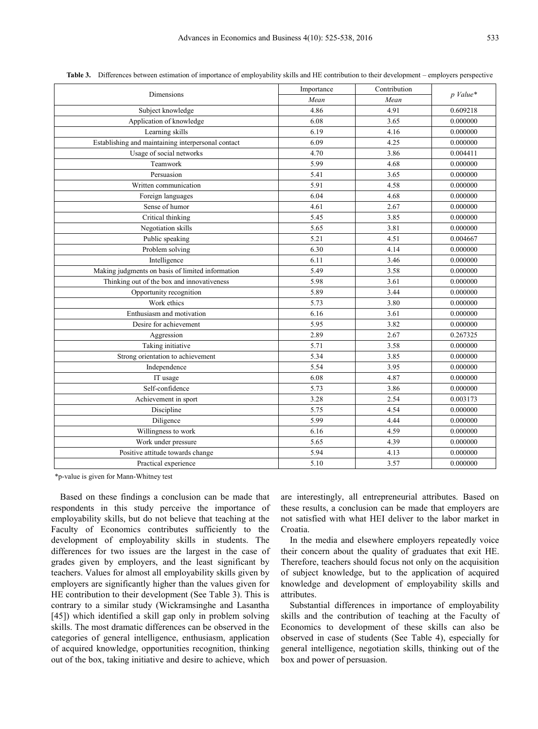**Table 3.** Differences between estimation of importance of employability skills and HE contribution to their development – employers perspective

| Dimensions | Importance | Contribution | *p Value\** |
|---|---|---|---|
| | *Mean* | *Mean* | |
| Subject knowledge | 4.86 | 4.91 | 0.609218 |
| Application of knowledge | 6.08 | 3.65 | 0.000000 |
| Learning skills | 6.19 | 4.16 | 0.000000 |
| Establishing and maintaining interpersonal contact | 6.09 | 4.25 | 0.000000 |
| Usage of social networks | 4.70 | 3.86 | 0.004411 |
| Teamwork | 5.99 | 4.68 | 0.000000 |
| Persuasion | 5.41 | 3.65 | 0.000000 |
| Written communication | 5.91 | 4.58 | 0.000000 |
| Foreign languages | 6.04 | 4.68 | 0.000000 |
| Sense of humor | 4.61 | 2.67 | 0.000000 |
| Critical thinking | 5.45 | 3.85 | 0.000000 |
| Negotiation skills | 5.65 | 3.81 | 0.000000 |
| Public speaking | 5.21 | 4.51 | 0.004667 |
| Problem solving | 6.30 | 4.14 | 0.000000 |
| Intelligence | 6.11 | 3.46 | 0.000000 |
| Making judgments on basis of limited information | 5.49 | 3.58 | 0.000000 |
| Thinking out of the box and innovativeness | 5.98 | 3.61 | 0.000000 |
| Opportunity recognition | 5.89 | 3.44 | 0.000000 |
| Work ethics | 5.73 | 3.80 | 0.000000 |
| Enthusiasm and motivation | 6.16 | 3.61 | 0.000000 |
| Desire for achievement | 5.95 | 3.82 | 0.000000 |
| Aggression | 2.89 | 2.67 | 0.267325 |
| Taking initiative | 5.71 | 3.58 | 0.000000 |
| Strong orientation to achievement | 5.34 | 3.85 | 0.000000 |
| Independence | 5.54 | 3.95 | 0.000000 |
| IT usage | 6.08 | 4.87 | 0.000000 |
| Self-confidence | 5.73 | 3.86 | 0.000000 |
| Achievement in sport | 3.28 | 2.54 | 0.003173 |
| Discipline | 5.75 | 4.54 | 0.000000 |
| Diligence | 5.99 | 4.44 | 0.000000 |
| Willingness to work | 6.16 | 4.59 | 0.000000 |
| Work under pressure | 5.65 | 4.39 | 0.000000 |
| Positive attitude towards change | 5.94 | 4.13 | 0.000000 |
| Practical experience | 5.10 | 3.57 | 0.000000 |

*p-value is given for Mann-Whitney test

Based on these findings a conclusion can be made that respondents in this study perceive the importance of employability skills, but do not believe that teaching at the Faculty of Economics contributes sufficiently to the development of employability skills in students. The differences for two issues are the largest in the case of grades given by employers, and the least significant by teachers. Values for almost all employability skills given by employers are significantly higher than the values given for HE contribution to their development (See Table 3). This is contrary to a similar study (Wickramsinghe and Lasantha [45]) which identified a skill gap only in problem solving skills. The most dramatic differences can be observed in the categories of general intelligence, enthusiasm, application of acquired knowledge, opportunities recognition, thinking out of the box, taking initiative and desire to achieve, which are interestingly, all entrepreneurial attributes. Based on these results, a conclusion can be made that employers are not satisfied with what HEI deliver to the labor market in Croatia.

In the media and elsewhere employers repeatedly voice their concern about the quality of graduates that exit HE. Therefore, teachers should focus not only on the acquisition of subject knowledge, but to the application of acquired knowledge and development of employability skills and attributes.

Substantial differences in importance of employability skills and the contribution of teaching at the Faculty of Economics to development of these skills can also be observed in case of students (See Table 4), especially for general intelligence, negotiation skills, thinking out of the box and power of persuasion.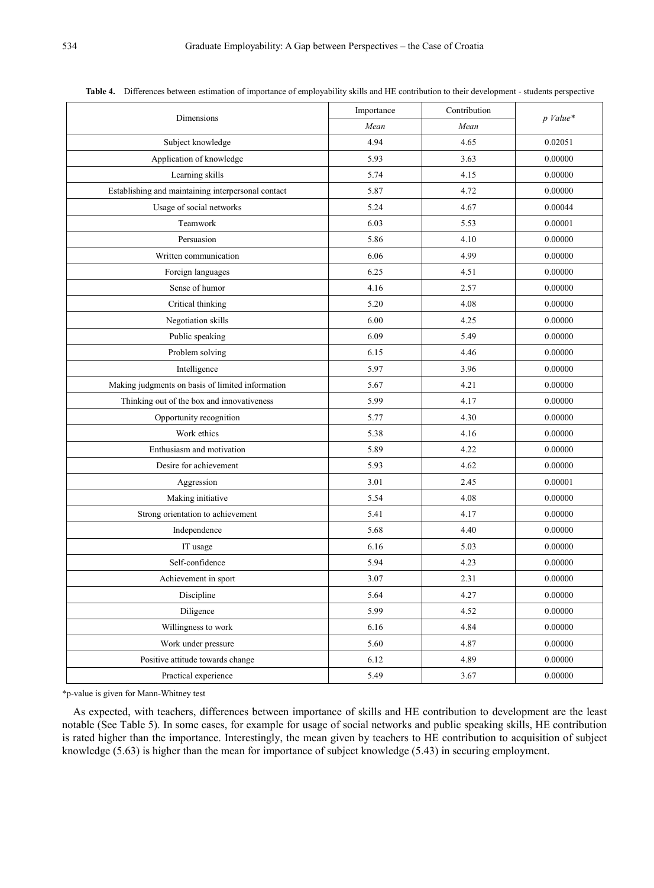**Table 4.** Differences between estimation of importance of employability skills and HE contribution to their development - students perspective

| Dimensions | Importance | Contribution | *p Value\** |
|---|---|---|---|
| | *Mean* | *Mean* | |
| Subject knowledge | 4.94 | 4.65 | 0.02051 |
| Application of knowledge | 5.93 | 3.63 | 0.00000 |
| Learning skills | 5.74 | 4.15 | 0.00000 |
| Establishing and maintaining interpersonal contact | 5.87 | 4.72 | 0.00000 |
| Usage of social networks | 5.24 | 4.67 | 0.00044 |
| Teamwork | 6.03 | 5.53 | 0.00001 |
| Persuasion | 5.86 | 4.10 | 0.00000 |
| Written communication | 6.06 | 4.99 | 0.00000 |
| Foreign languages | 6.25 | 4.51 | 0.00000 |
| Sense of humor | 4.16 | 2.57 | 0.00000 |
| Critical thinking | 5.20 | 4.08 | 0.00000 |
| Negotiation skills | 6.00 | 4.25 | 0.00000 |
| Public speaking | 6.09 | 5.49 | 0.00000 |
| Problem solving | 6.15 | 4.46 | 0.00000 |
| Intelligence | 5.97 | 3.96 | 0.00000 |
| Making judgments on basis of limited information | 5.67 | 4.21 | 0.00000 |
| Thinking out of the box and innovativeness | 5.99 | 4.17 | 0.00000 |
| Opportunity recognition | 5.77 | 4.30 | 0.00000 |
| Work ethics | 5.38 | 4.16 | 0.00000 |
| Enthusiasm and motivation | 5.89 | 4.22 | 0.00000 |
| Desire for achievement | 5.93 | 4.62 | 0.00000 |
| Aggression | 3.01 | 2.45 | 0.00001 |
| Making initiative | 5.54 | 4.08 | 0.00000 |
| Strong orientation to achievement | 5.41 | 4.17 | 0.00000 |
| Independence | 5.68 | 4.40 | 0.00000 |
| IT usage | 6.16 | 5.03 | 0.00000 |
| Self-confidence | 5.94 | 4.23 | 0.00000 |
| Achievement in sport | 3.07 | 2.31 | 0.00000 |
| Discipline | 5.64 | 4.27 | 0.00000 |
| Diligence | 5.99 | 4.52 | 0.00000 |
| Willingness to work | 6.16 | 4.84 | 0.00000 |
| Work under pressure | 5.60 | 4.87 | 0.00000 |
| Positive attitude towards change | 6.12 | 4.89 | 0.00000 |
| Practical experience | 5.49 | 3.67 | 0.00000 |

*p-value is given for Mann-Whitney test

As expected, with teachers, differences between importance of skills and HE contribution to development are the least notable (See Table 5). In some cases, for example for usage of social networks and public speaking skills, HE contribution is rated higher than the importance. Interestingly, the mean given by teachers to HE contribution to acquisition of subject knowledge (5.63) is higher than the mean for importance of subject knowledge (5.43) in securing employment.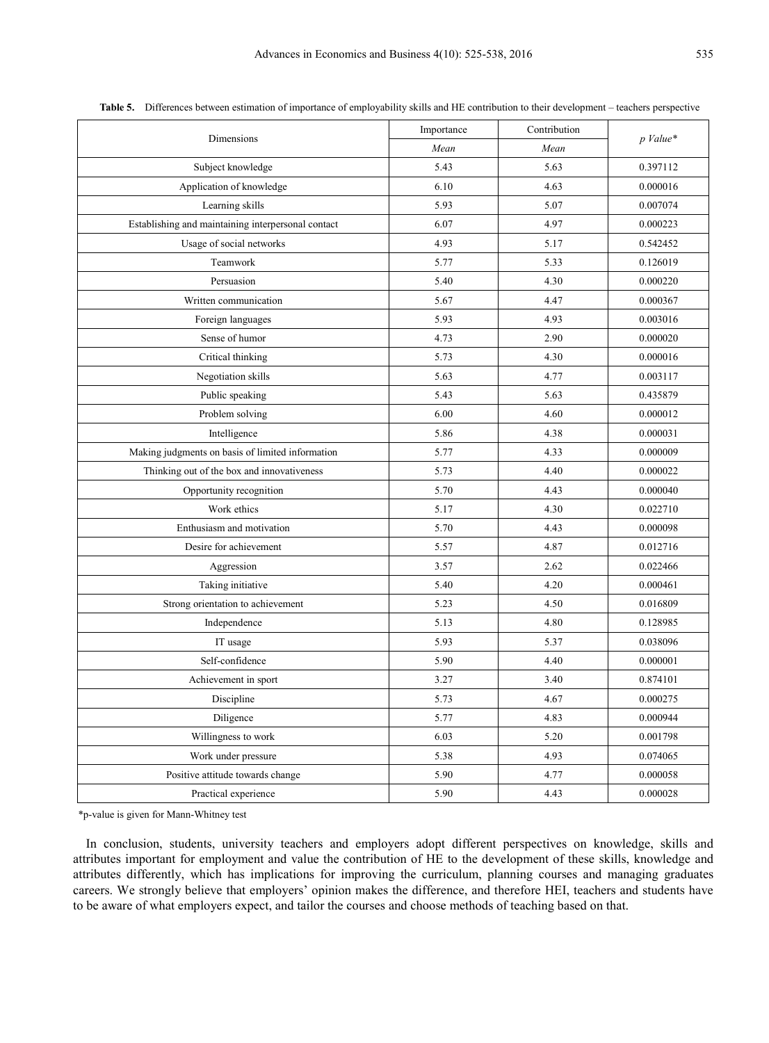**Table 5.** Differences between estimation of importance of employability skills and HE contribution to their development – teachers perspective

| Dimensions | Importance | Contribution | *p Value\** |
|---|---|---|---|
| | *Mean* | *Mean* | |
| Subject knowledge | 5.43 | 5.63 | 0.397112 |
| Application of knowledge | 6.10 | 4.63 | 0.000016 |
| Learning skills | 5.93 | 5.07 | 0.007074 |
| Establishing and maintaining interpersonal contact | 6.07 | 4.97 | 0.000223 |
| Usage of social networks | 4.93 | 5.17 | 0.542452 |
| Teamwork | 5.77 | 5.33 | 0.126019 |
| Persuasion | 5.40 | 4.30 | 0.000220 |
| Written communication | 5.67 | 4.47 | 0.000367 |
| Foreign languages | 5.93 | 4.93 | 0.003016 |
| Sense of humor | 4.73 | 2.90 | 0.000020 |
| Critical thinking | 5.73 | 4.30 | 0.000016 |
| Negotiation skills | 5.63 | 4.77 | 0.003117 |
| Public speaking | 5.43 | 5.63 | 0.435879 |
| Problem solving | 6.00 | 4.60 | 0.000012 |
| Intelligence | 5.86 | 4.38 | 0.000031 |
| Making judgments on basis of limited information | 5.77 | 4.33 | 0.000009 |
| Thinking out of the box and innovativeness | 5.73 | 4.40 | 0.000022 |
| Opportunity recognition | 5.70 | 4.43 | 0.000040 |
| Work ethics | 5.17 | 4.30 | 0.022710 |
| Enthusiasm and motivation | 5.70 | 4.43 | 0.000098 |
| Desire for achievement | 5.57 | 4.87 | 0.012716 |
| Aggression | 3.57 | 2.62 | 0.022466 |
| Taking initiative | 5.40 | 4.20 | 0.000461 |
| Strong orientation to achievement | 5.23 | 4.50 | 0.016809 |
| Independence | 5.13 | 4.80 | 0.128985 |
| IT usage | 5.93 | 5.37 | 0.038096 |
| Self-confidence | 5.90 | 4.40 | 0.000001 |
| Achievement in sport | 3.27 | 3.40 | 0.874101 |
| Discipline | 5.73 | 4.67 | 0.000275 |
| Diligence | 5.77 | 4.83 | 0.000944 |
| Willingness to work | 6.03 | 5.20 | 0.001798 |
| Work under pressure | 5.38 | 4.93 | 0.074065 |
| Positive attitude towards change | 5.90 | 4.77 | 0.000058 |
| Practical experience | 5.90 | 4.43 | 0.000028 |

*p-value is given for Mann-Whitney test

In conclusion, students, university teachers and employers adopt different perspectives on knowledge, skills and attributes important for employment and value the contribution of HE to the development of these skills, knowledge and attributes differently, which has implications for improving the curriculum, planning courses and managing graduates careers. We strongly believe that employers' opinion makes the difference, and therefore HEI, teachers and students have to be aware of what employers expect, and tailor the courses and choose methods of teaching based on that.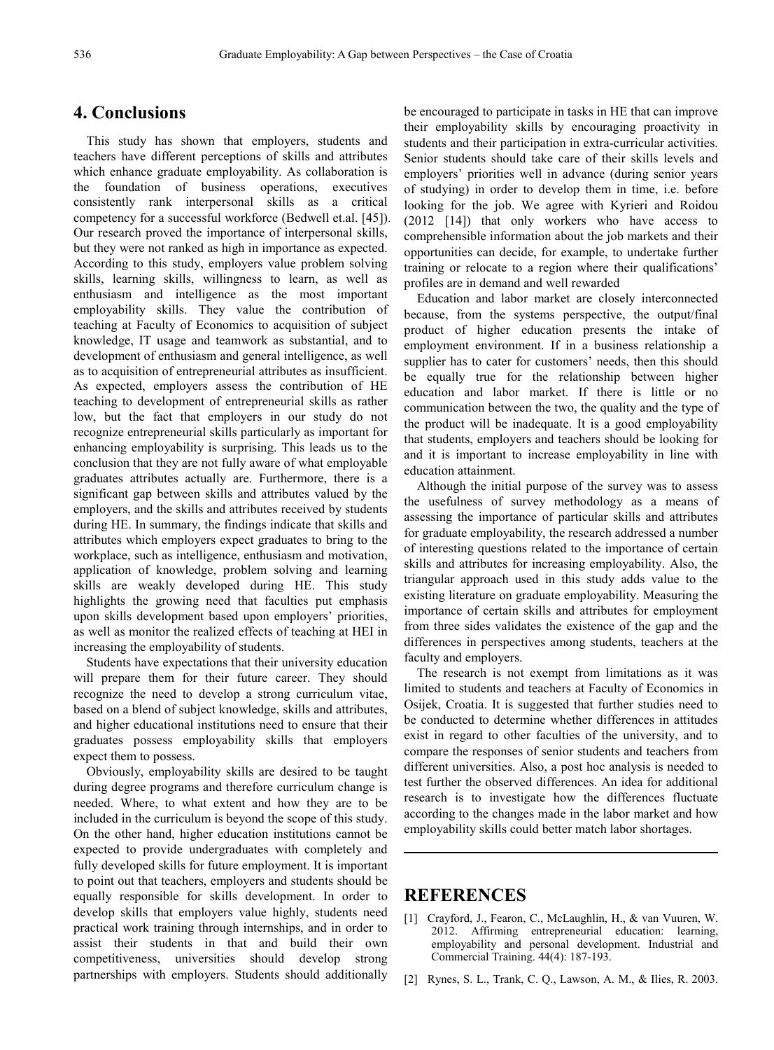## 4. Conclusions

This study has shown that employers, students and teachers have different perceptions of skills and attributes which enhance graduate employability. As collaboration is the foundation of business operations, executives consistently rank interpersonal skills as a critical competency for a successful workforce (Bedwell et.al. [45]). Our research proved the importance of interpersonal skills, but they were not ranked as high in importance as expected. According to this study, employers value problem solving skills, learning skills, willingness to learn, as well as enthusiasm and intelligence as the most important employability skills. They value the contribution of teaching at Faculty of Economics to acquisition of subject knowledge, IT usage and teamwork as substantial, and to development of enthusiasm and general intelligence, as well as to acquisition of entrepreneurial attributes as insufficient. As expected, employers assess the contribution of HE teaching to development of entrepreneurial skills as rather low, but the fact that employers in our study do not recognize entrepreneurial skills particularly as important for enhancing employability is surprising. This leads us to the conclusion that they are not fully aware of what employable graduates attributes actually are. Furthermore, there is a significant gap between skills and attributes valued by the employers, and the skills and attributes received by students during HE. In summary, the findings indicate that skills and attributes which employers expect graduates to bring to the workplace, such as intelligence, enthusiasm and motivation, application of knowledge, problem solving and learning skills are weakly developed during HE. This study highlights the growing need that faculties put emphasis upon skills development based upon employers' priorities, as well as monitor the realized effects of teaching at HEI in increasing the employability of students.

Students have expectations that their university education will prepare them for their future career. They should recognize the need to develop a strong curriculum vitae, based on a blend of subject knowledge, skills and attributes, and higher educational institutions need to ensure that their graduates possess employability skills that employers expect them to possess.

Obviously, employability skills are desired to be taught during degree programs and therefore curriculum change is needed. Where, to what extent and how they are to be included in the curriculum is beyond the scope of this study. On the other hand, higher education institutions cannot be expected to provide undergraduates with completely and fully developed skills for future employment. It is important to point out that teachers, employers and students should be equally responsible for skills development. In order to develop skills that employers value highly, students need practical work training through internships, and in order to assist their students in that and build their own competitiveness, universities should develop strong partnerships with employers. Students should additionally be encouraged to participate in tasks in HE that can improve their employability skills by encouraging proactivity in students and their participation in extra-curricular activities. Senior students should take care of their skills levels and employers' priorities well in advance (during senior years of studying) in order to develop them in time, i.e. before looking for the job. We agree with Kyrieri and Roidou (2012 [14]) that only workers who have access to comprehensible information about the job markets and their opportunities can decide, for example, to undertake further training or relocate to a region where their qualifications' profiles are in demand and well rewarded

Education and labor market are closely interconnected because, from the systems perspective, the output/final product of higher education presents the intake of employment environment. If in a business relationship a supplier has to cater for customers' needs, then this should be equally true for the relationship between higher education and labor market. If there is little or no communication between the two, the quality and the type of the product will be inadequate. It is a good employability that students, employers and teachers should be looking for and it is important to increase employability in line with education attainment.

Although the initial purpose of the survey was to assess the usefulness of survey methodology as a means of assessing the importance of particular skills and attributes for graduate employability, the research addressed a number of interesting questions related to the importance of certain skills and attributes for increasing employability. Also, the triangular approach used in this study adds value to the existing literature on graduate employability. Measuring the importance of certain skills and attributes for employment from three sides validates the existence of the gap and the differences in perspectives among students, teachers at the faculty and employers.

The research is not exempt from limitations as it was limited to students and teachers at Faculty of Economics in Osijek, Croatia. It is suggested that further studies need to be conducted to determine whether differences in attitudes exist in regard to other faculties of the university, and to compare the responses of senior students and teachers from different universities. Also, a post hoc analysis is needed to test further the observed differences. An idea for additional research is to investigate how the differences fluctuate according to the changes made in the labor market and how employability skills could better match labor shortages.

## REFERENCES

[1] Crayford, J., Fearon, C., McLaughlin, H., & van Vuuren, W. 2012. Affirming entrepreneurial education: learning, employability and personal development. Industrial and Commercial Training. 44(4): 187-193.

[2] Rynes, S. L., Trank, C. Q., Lawson, A. M., & Ilies, R. 2003.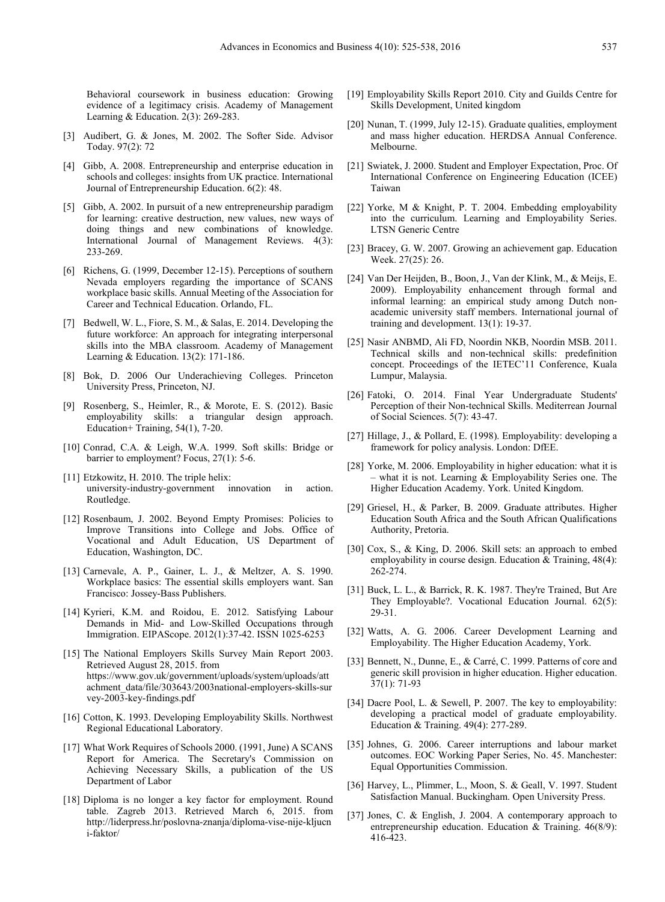Behavioral coursework in business education: Growing evidence of a legitimacy crisis. Academy of Management Learning & Education. 2(3): 269-283.

[3] Audibert, G. & Jones, M. 2002. The Softer Side. Advisor Today. 97(2): 72

[4] Gibb, A. 2008. Entrepreneurship and enterprise education in schools and colleges: insights from UK practice. International Journal of Entrepreneurship Education. 6(2): 48.

[5] Gibb, A. 2002. In pursuit of a new entrepreneurship paradigm for learning: creative destruction, new values, new ways of doing things and new combinations of knowledge. International Journal of Management Reviews. 4(3): 233-269.

[6] Richens, G. (1999, December 12-15). Perceptions of southern Nevada employers regarding the importance of SCANS workplace basic skills. Annual Meeting of the Association for Career and Technical Education. Orlando, FL.

[7] Bedwell, W. L., Fiore, S. M., & Salas, E. 2014. Developing the future workforce: An approach for integrating interpersonal skills into the MBA classroom. Academy of Management Learning & Education. 13(2): 171-186.

[8] Bok, D. 2006 Our Underachieving Colleges. Princeton University Press, Princeton, NJ.

[9] Rosenberg, S., Heimler, R., & Morote, E. S. (2012). Basic employability skills: a triangular design approach. Education+ Training, 54(1), 7-20.

[10] Conrad, C.A. & Leigh, W.A. 1999. Soft skills: Bridge or barrier to employment? Focus, 27(1): 5-6.

[11] Etzkowitz, H. 2010. The triple helix: university-industry-government innovation in action. Routledge.

[12] Rosenbaum, J. 2002. Beyond Empty Promises: Policies to Improve Transitions into College and Jobs. Office of Vocational and Adult Education, US Department of Education, Washington, DC.

[13] Carnevale, A. P., Gainer, L. J., & Meltzer, A. S. 1990. Workplace basics: The essential skills employers want. San Francisco: Jossey-Bass Publishers.

[14] Kyrieri, K.M. and Roidou, E. 2012. Satisfying Labour Demands in Mid- and Low-Skilled Occupations through Immigration. EIPAScope. 2012(1):37-42. ISSN 1025-6253

[15] The National Employers Skills Survey Main Report 2003. Retrieved August 28, 2015. from https://www.gov.uk/government/uploads/system/uploads/attachment_data/file/303643/2003national-employers-skills-survey-2003-key-findings.pdf

[16] Cotton, K. 1993. Developing Employability Skills. Northwest Regional Educational Laboratory.

[17] What Work Requires of Schools 2000. (1991, June) A SCANS Report for America. The Secretary's Commission on Achieving Necessary Skills, a publication of the US Department of Labor

[18] Diploma is no longer a key factor for employment. Round table. Zagreb 2013. Retrieved March 6, 2015. from http://liderpress.hr/poslovna-znanja/diploma-vise-nije-kljucni-faktor/

[19] Employability Skills Report 2010. City and Guilds Centre for Skills Development, United kingdom

[20] Nunan, T. (1999, July 12-15). Graduate qualities, employment and mass higher education. HERDSA Annual Conference. Melbourne.

[21] Swiatek, J. 2000. Student and Employer Expectation, Proc. Of International Conference on Engineering Education (ICEE) Taiwan

[22] Yorke, M & Knight, P. T. 2004. Embedding employability into the curriculum. Learning and Employability Series. LTSN Generic Centre

[23] Bracey, G. W. 2007. Growing an achievement gap. Education Week. 27(25): 26.

[24] Van Der Heijden, B., Boon, J., Van der Klink, M., & Meijs, E. 2009). Employability enhancement through formal and informal learning: an empirical study among Dutch non-academic university staff members. International journal of training and development. 13(1): 19-37.

[25] Nasir ANBMD, Ali FD, Noordin NKB, Noordin MSB. 2011. Technical skills and non-technical skills: predefinition concept. Proceedings of the IETEC'11 Conference, Kuala Lumpur, Malaysia.

[26] Fatoki, O. 2014. Final Year Undergraduate Students' Perception of their Non-technical Skills. Mediterrean Journal of Social Sciences. 5(7): 43-47.

[27] Hillage, J., & Pollard, E. (1998). Employability: developing a framework for policy analysis. London: DfEE.

[28] Yorke, M. 2006. Employability in higher education: what it is – what it is not. Learning & Employability Series one. The Higher Education Academy. York. United Kingdom.

[29] Griesel, H., & Parker, B. 2009. Graduate attributes. Higher Education South Africa and the South African Qualifications Authority, Pretoria.

[30] Cox, S., & King, D. 2006. Skill sets: an approach to embed employability in course design. Education & Training, 48(4): 262-274.

[31] Buck, L. L., & Barrick, R. K. 1987. They're Trained, But Are They Employable?. Vocational Education Journal. 62(5): 29-31.

[32] Watts, A. G. 2006. Career Development Learning and Employability. The Higher Education Academy, York.

[33] Bennett, N., Dunne, E., & Carré, C. 1999. Patterns of core and generic skill provision in higher education. Higher education. 37(1): 71-93

[34] Dacre Pool, L. & Sewell, P. 2007. The key to employability: developing a practical model of graduate employability. Education & Training. 49(4): 277-289.

[35] Johnes, G. 2006. Career interruptions and labour market outcomes. EOC Working Paper Series, No. 45. Manchester: Equal Opportunities Commission.

[36] Harvey, L., Plimmer, L., Moon, S. & Geall, V. 1997. Student Satisfaction Manual. Buckingham. Open University Press.

[37] Jones, C. & English, J. 2004. A contemporary approach to entrepreneurship education. Education & Training. 46(8/9): 416-423.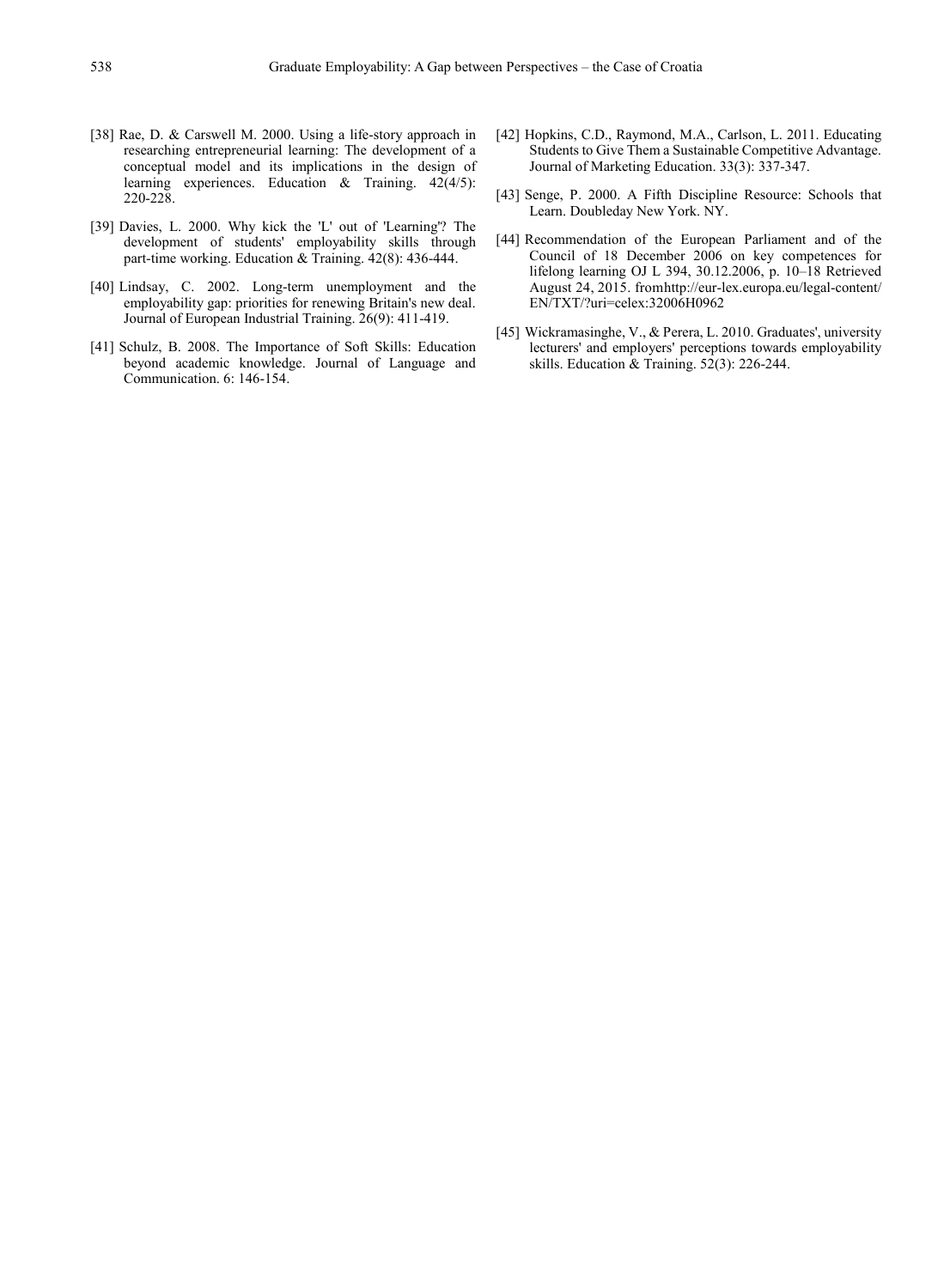[38] Rae, D. & Carswell M. 2000. Using a life-story approach in researching entrepreneurial learning: The development of a conceptual model and its implications in the design of learning experiences. Education & Training. 42(4/5): 220-228.

[39] Davies, L. 2000. Why kick the 'L' out of 'Learning'? The development of students' employability skills through part-time working. Education & Training. 42(8): 436-444.

[40] Lindsay, C. 2002. Long-term unemployment and the employability gap: priorities for renewing Britain's new deal. Journal of European Industrial Training. 26(9): 411-419.

[41] Schulz, B. 2008. The Importance of Soft Skills: Education beyond academic knowledge. Journal of Language and Communication. 6: 146-154.

[42] Hopkins, C.D., Raymond, M.A., Carlson, L. 2011. Educating Students to Give Them a Sustainable Competitive Advantage. Journal of Marketing Education. 33(3): 337-347.

[43] Senge, P. 2000. A Fifth Discipline Resource: Schools that Learn. Doubleday New York. NY.

[44] Recommendation of the European Parliament and of the Council of 18 December 2006 on key competences for lifelong learning OJ L 394, 30.12.2006, p. 10–18 Retrieved August 24, 2015. fromhttp://eur-lex.europa.eu/legal-content/EN/TXT/?uri=celex:32006H0962

[45] Wickramasinghe, V., & Perera, L. 2010. Graduates', university lecturers' and employers' perceptions towards employability skills. Education & Training. 52(3): 226-244.